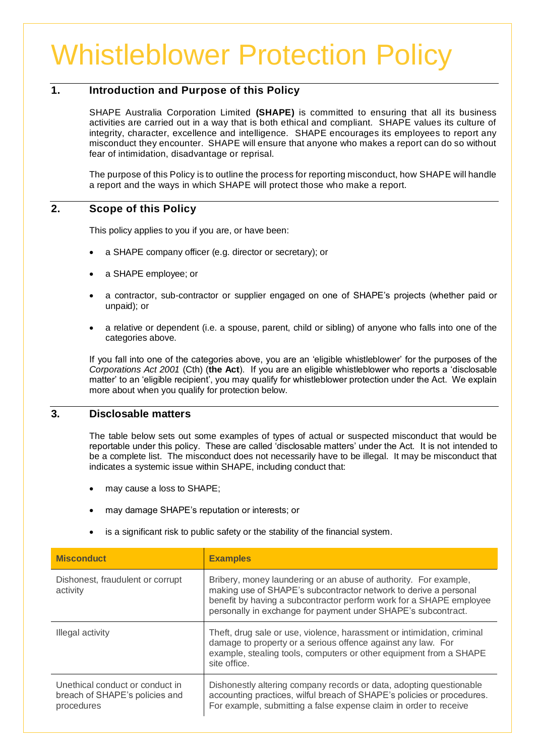# Whistleblower Protection Policy

## 1. Introduction and Purpose of this Policy

SHAPE Australia Corporation Limited **(SHAPE)** is committed to ensuring that all its business activities are carried out in a way that is both ethical and compliant. SHAPE values its culture of integrity, character, excellence and intelligence. SHAPE encourages its employees to report any misconduct they encounter. SHAPE will ensure that anyone who makes a report can do so without fear of intimidation, disadvantage or reprisal.

The purpose of this Policy is to outline the process for reporting misconduct, how SHAPE will handle a report and the ways in which SHAPE will protect those who make a report.

## 2. Scope of this Policy

This policy applies to you if you are, or have been:

- a SHAPE company officer (e.g. director or secretary); or
- a SHAPE employee; or
- a contractor, sub-contractor or supplier engaged on one of SHAPE's projects (whether paid or unpaid); or
- a relative or dependent (i.e. a spouse, parent, child or sibling) of anyone who falls into one of the categories above.

If you fall into one of the categories above, you are an 'eligible whistleblower' for the purposes of the *Corporations Act 2001* (Cth) (**the Act**). If you are an eligible whistleblower who reports a 'disclosable matter' to an 'eligible recipient', you may qualify for whistleblower protection under the Act. We explain more about when you qualify for protection below.

## 3. Disclosable matters

The table below sets out some examples of types of actual or suspected misconduct that would be reportable under this policy. These are called 'disclosable matters' under the Act. It is not intended to be a complete list. The misconduct does not necessarily have to be illegal. It may be misconduct that indicates a systemic issue within SHAPE, including conduct that:

- may cause a loss to SHAPE;
- may damage SHAPE's reputation or interests; or
- is a significant risk to public safety or the stability of the financial system.

| Misconduct | Examples |
|---|---|
| Dishonest, fraudulent or corrupt activity | Bribery, money laundering or an abuse of authority. For example, making use of SHAPE's subcontractor network to derive a personal benefit by having a subcontractor perform work for a SHAPE employee personally in exchange for payment under SHAPE's subcontract. |
| Illegal activity | Theft, drug sale or use, violence, harassment or intimidation, criminal damage to property or a serious offence against any law. For example, stealing tools, computers or other equipment from a SHAPE site office. |
| Unethical conduct or conduct in breach of SHAPE's policies and procedures | Dishonestly altering company records or data, adopting questionable accounting practices, wilful breach of SHAPE's policies or procedures. For example, submitting a false expense claim in order to receive |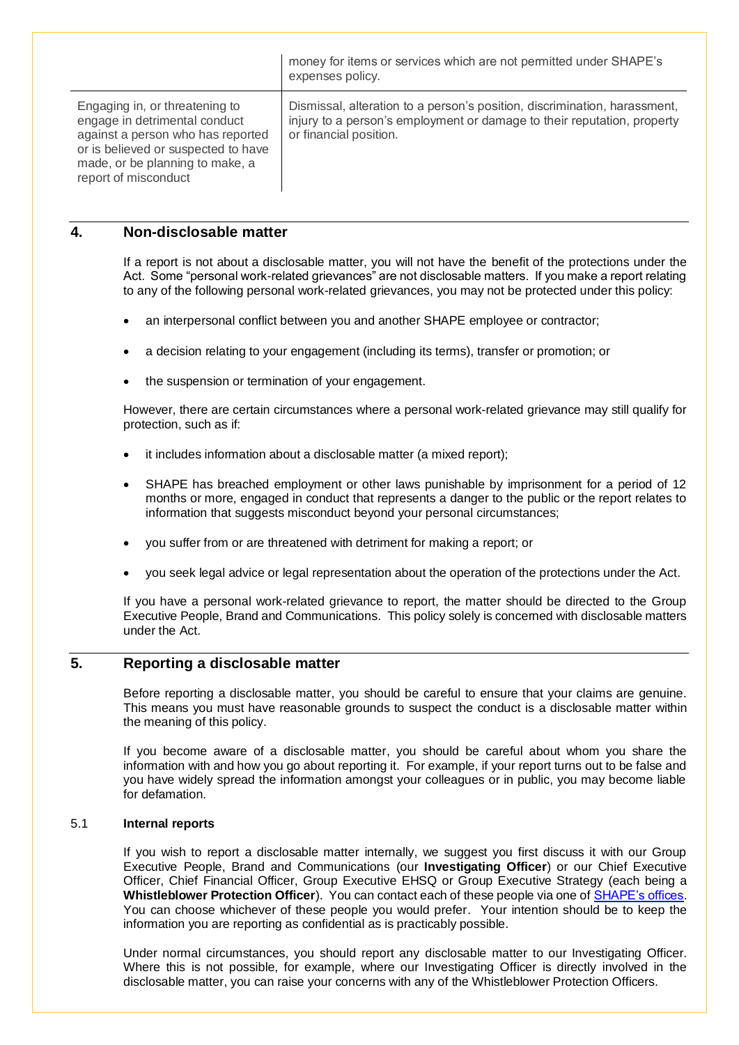| | |
|---|---|
| | money for items or services which are not permitted under SHAPE's expenses policy. |
| Engaging in, or threatening to engage in detrimental conduct against a person who has reported or is believed or suspected to have made, or be planning to make, a report of misconduct | Dismissal, alteration to a person's position, discrimination, harassment, injury to a person's employment or damage to their reputation, property or financial position. |

## 4. Non-disclosable matter

If a report is not about a disclosable matter, you will not have the benefit of the protections under the Act. Some "personal work-related grievances" are not disclosable matters. If you make a report relating to any of the following personal work-related grievances, you may not be protected under this policy:

- an interpersonal conflict between you and another SHAPE employee or contractor;
- a decision relating to your engagement (including its terms), transfer or promotion; or
- the suspension or termination of your engagement.

However, there are certain circumstances where a personal work-related grievance may still qualify for protection, such as if:

- it includes information about a disclosable matter (a mixed report);
- SHAPE has breached employment or other laws punishable by imprisonment for a period of 12 months or more, engaged in conduct that represents a danger to the public or the report relates to information that suggests misconduct beyond your personal circumstances;
- you suffer from or are threatened with detriment for making a report; or
- you seek legal advice or legal representation about the operation of the protections under the Act.

If you have a personal work-related grievance to report, the matter should be directed to the Group Executive People, Brand and Communications. This policy solely is concerned with disclosable matters under the Act.

## 5. Reporting a disclosable matter

Before reporting a disclosable matter, you should be careful to ensure that your claims are genuine. This means you must have reasonable grounds to suspect the conduct is a disclosable matter within the meaning of this policy.

If you become aware of a disclosable matter, you should be careful about whom you share the information with and how you go about reporting it. For example, if your report turns out to be false and you have widely spread the information amongst your colleagues or in public, you may become liable for defamation.

### 5.1 Internal reports

If you wish to report a disclosable matter internally, we suggest you first discuss it with our Group Executive People, Brand and Communications (our **Investigating Officer**) or our Chief Executive Officer, Chief Financial Officer, Group Executive EHSQ or Group Executive Strategy (each being a **Whistleblower Protection Officer**). You can contact each of these people via one of [SHAPE's offices](). You can choose whichever of these people you would prefer. Your intention should be to keep the information you are reporting as confidential as is practicably possible.

Under normal circumstances, you should report any disclosable matter to our Investigating Officer. Where this is not possible, for example, where our Investigating Officer is directly involved in the disclosable matter, you can raise your concerns with any of the Whistleblower Protection Officers.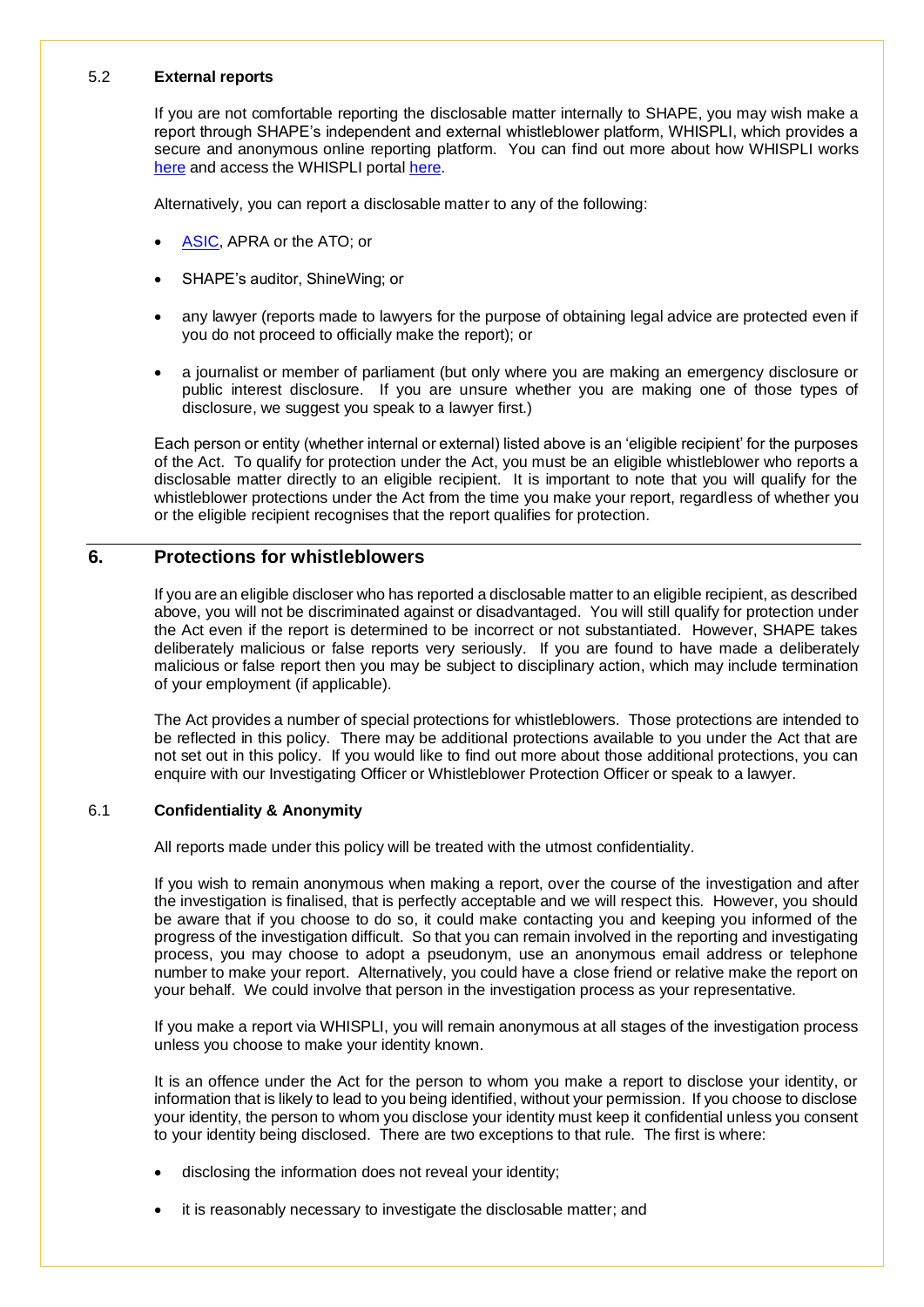### 5.2 External reports

If you are not comfortable reporting the disclosable matter internally to SHAPE, you may wish make a report through SHAPE's independent and external whistleblower platform, WHISPLI, which provides a secure and anonymous online reporting platform. You can find out more about how WHISPLI works here and access the WHISPLI portal here.

Alternatively, you can report a disclosable matter to any of the following:

- ASIC, APRA or the ATO; or
- SHAPE's auditor, ShineWing; or
- any lawyer (reports made to lawyers for the purpose of obtaining legal advice are protected even if you do not proceed to officially make the report); or
- a journalist or member of parliament (but only where you are making an emergency disclosure or public interest disclosure. If you are unsure whether you are making one of those types of disclosure, we suggest you speak to a lawyer first.)

Each person or entity (whether internal or external) listed above is an 'eligible recipient' for the purposes of the Act. To qualify for protection under the Act, you must be an eligible whistleblower who reports a disclosable matter directly to an eligible recipient. It is important to note that you will qualify for the whistleblower protections under the Act from the time you make your report, regardless of whether you or the eligible recipient recognises that the report qualifies for protection.

## 6. Protections for whistleblowers

If you are an eligible discloser who has reported a disclosable matter to an eligible recipient, as described above, you will not be discriminated against or disadvantaged. You will still qualify for protection under the Act even if the report is determined to be incorrect or not substantiated. However, SHAPE takes deliberately malicious or false reports very seriously. If you are found to have made a deliberately malicious or false report then you may be subject to disciplinary action, which may include termination of your employment (if applicable).

The Act provides a number of special protections for whistleblowers. Those protections are intended to be reflected in this policy. There may be additional protections available to you under the Act that are not set out in this policy. If you would like to find out more about those additional protections, you can enquire with our Investigating Officer or Whistleblower Protection Officer or speak to a lawyer.

### 6.1 Confidentiality & Anonymity

All reports made under this policy will be treated with the utmost confidentiality.

If you wish to remain anonymous when making a report, over the course of the investigation and after the investigation is finalised, that is perfectly acceptable and we will respect this. However, you should be aware that if you choose to do so, it could make contacting you and keeping you informed of the progress of the investigation difficult. So that you can remain involved in the reporting and investigating process, you may choose to adopt a pseudonym, use an anonymous email address or telephone number to make your report. Alternatively, you could have a close friend or relative make the report on your behalf. We could involve that person in the investigation process as your representative.

If you make a report via WHISPLI, you will remain anonymous at all stages of the investigation process unless you choose to make your identity known.

It is an offence under the Act for the person to whom you make a report to disclose your identity, or information that is likely to lead to you being identified, without your permission. If you choose to disclose your identity, the person to whom you disclose your identity must keep it confidential unless you consent to your identity being disclosed. There are two exceptions to that rule. The first is where:

- disclosing the information does not reveal your identity;
- it is reasonably necessary to investigate the disclosable matter; and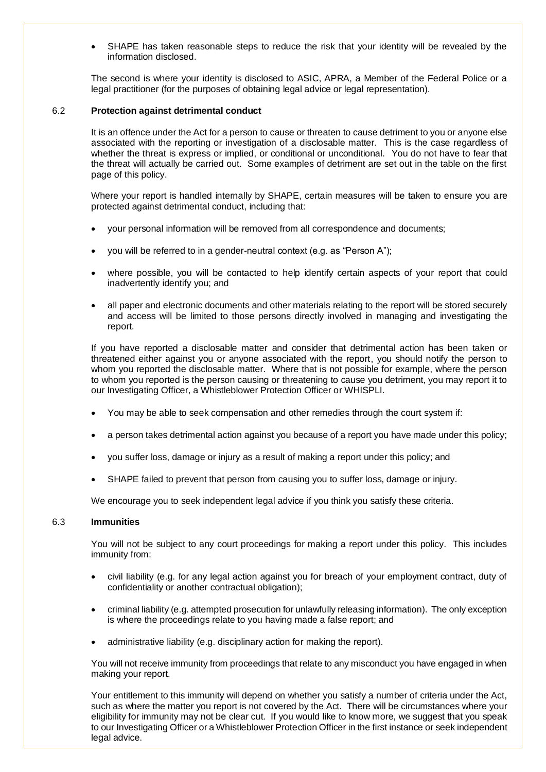- SHAPE has taken reasonable steps to reduce the risk that your identity will be revealed by the information disclosed.

The second is where your identity is disclosed to ASIC, APRA, a Member of the Federal Police or a legal practitioner (for the purposes of obtaining legal advice or legal representation).

### 6.2 Protection against detrimental conduct

It is an offence under the Act for a person to cause or threaten to cause detriment to you or anyone else associated with the reporting or investigation of a disclosable matter. This is the case regardless of whether the threat is express or implied, or conditional or unconditional. You do not have to fear that the threat will actually be carried out. Some examples of detriment are set out in the table on the first page of this policy.

Where your report is handled internally by SHAPE, certain measures will be taken to ensure you are protected against detrimental conduct, including that:

- your personal information will be removed from all correspondence and documents;
- you will be referred to in a gender-neutral context (e.g. as "Person A");
- where possible, you will be contacted to help identify certain aspects of your report that could inadvertently identify you; and
- all paper and electronic documents and other materials relating to the report will be stored securely and access will be limited to those persons directly involved in managing and investigating the report.

If you have reported a disclosable matter and consider that detrimental action has been taken or threatened either against you or anyone associated with the report, you should notify the person to whom you reported the disclosable matter. Where that is not possible for example, where the person to whom you reported is the person causing or threatening to cause you detriment, you may report it to our Investigating Officer, a Whistleblower Protection Officer or WHISPLI.

- You may be able to seek compensation and other remedies through the court system if:
- a person takes detrimental action against you because of a report you have made under this policy;
- you suffer loss, damage or injury as a result of making a report under this policy; and
- SHAPE failed to prevent that person from causing you to suffer loss, damage or injury.

We encourage you to seek independent legal advice if you think you satisfy these criteria.

### 6.3 Immunities

You will not be subject to any court proceedings for making a report under this policy. This includes immunity from:

- civil liability (e.g. for any legal action against you for breach of your employment contract, duty of confidentiality or another contractual obligation);
- criminal liability (e.g. attempted prosecution for unlawfully releasing information). The only exception is where the proceedings relate to you having made a false report; and
- administrative liability (e.g. disciplinary action for making the report).

You will not receive immunity from proceedings that relate to any misconduct you have engaged in when making your report.

Your entitlement to this immunity will depend on whether you satisfy a number of criteria under the Act, such as where the matter you report is not covered by the Act. There will be circumstances where your eligibility for immunity may not be clear cut. If you would like to know more, we suggest that you speak to our Investigating Officer or a Whistleblower Protection Officer in the first instance or seek independent legal advice.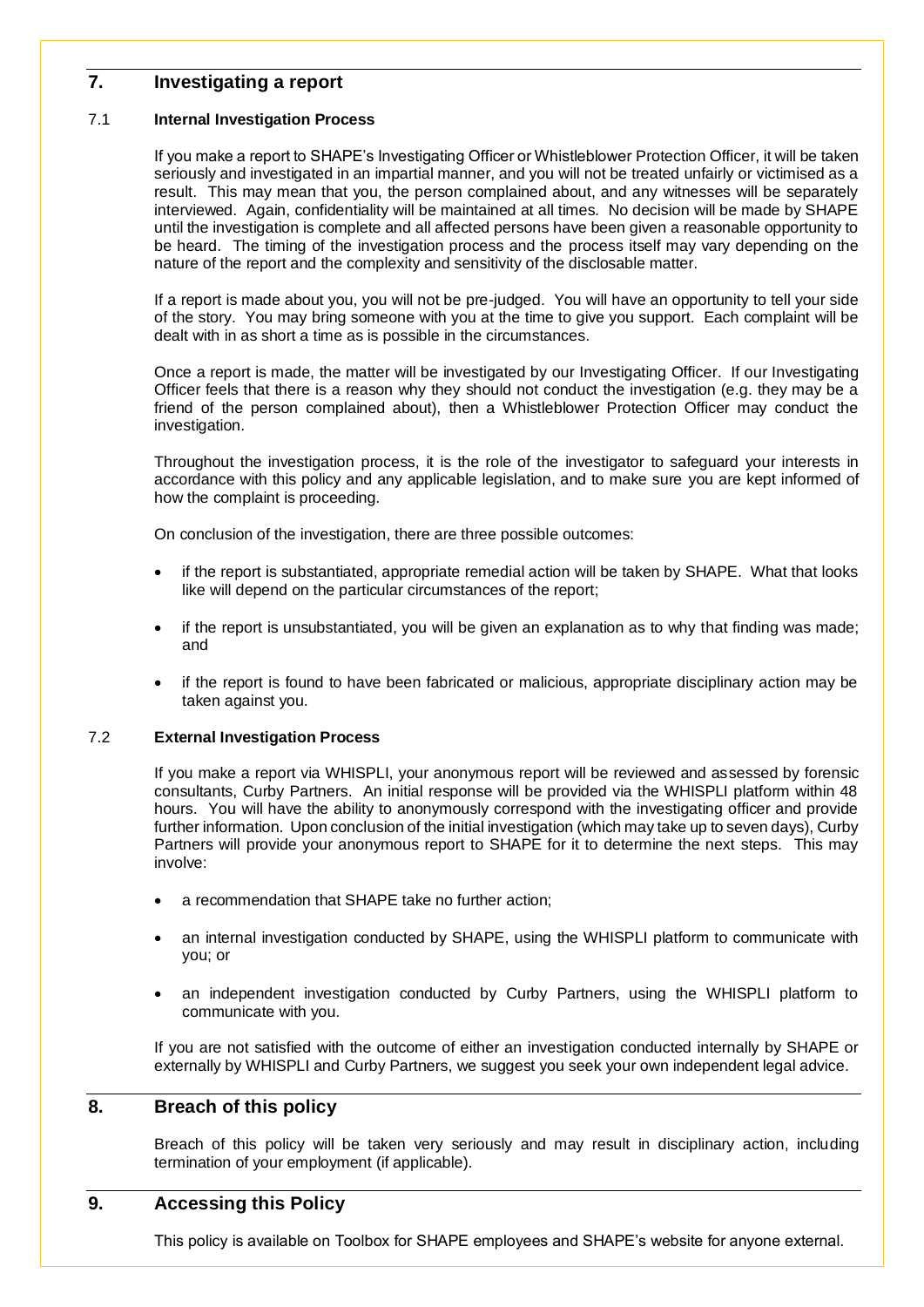## 7. Investigating a report

### 7.1 Internal Investigation Process

If you make a report to SHAPE's Investigating Officer or Whistleblower Protection Officer, it will be taken seriously and investigated in an impartial manner, and you will not be treated unfairly or victimised as a result. This may mean that you, the person complained about, and any witnesses will be separately interviewed. Again, confidentiality will be maintained at all times. No decision will be made by SHAPE until the investigation is complete and all affected persons have been given a reasonable opportunity to be heard. The timing of the investigation process and the process itself may vary depending on the nature of the report and the complexity and sensitivity of the disclosable matter.

If a report is made about you, you will not be pre-judged. You will have an opportunity to tell your side of the story. You may bring someone with you at the time to give you support. Each complaint will be dealt with in as short a time as is possible in the circumstances.

Once a report is made, the matter will be investigated by our Investigating Officer. If our Investigating Officer feels that there is a reason why they should not conduct the investigation (e.g. they may be a friend of the person complained about), then a Whistleblower Protection Officer may conduct the investigation.

Throughout the investigation process, it is the role of the investigator to safeguard your interests in accordance with this policy and any applicable legislation, and to make sure you are kept informed of how the complaint is proceeding.

On conclusion of the investigation, there are three possible outcomes:

- if the report is substantiated, appropriate remedial action will be taken by SHAPE. What that looks like will depend on the particular circumstances of the report;
- if the report is unsubstantiated, you will be given an explanation as to why that finding was made; and
- if the report is found to have been fabricated or malicious, appropriate disciplinary action may be taken against you.

### 7.2 External Investigation Process

If you make a report via WHISPLI, your anonymous report will be reviewed and assessed by forensic consultants, Curby Partners. An initial response will be provided via the WHISPLI platform within 48 hours. You will have the ability to anonymously correspond with the investigating officer and provide further information. Upon conclusion of the initial investigation (which may take up to seven days), Curby Partners will provide your anonymous report to SHAPE for it to determine the next steps. This may involve:

- a recommendation that SHAPE take no further action;
- an internal investigation conducted by SHAPE, using the WHISPLI platform to communicate with you; or
- an independent investigation conducted by Curby Partners, using the WHISPLI platform to communicate with you.

If you are not satisfied with the outcome of either an investigation conducted internally by SHAPE or externally by WHISPLI and Curby Partners, we suggest you seek your own independent legal advice.

## 8. Breach of this policy

Breach of this policy will be taken very seriously and may result in disciplinary action, including termination of your employment (if applicable).

## 9. Accessing this Policy

This policy is available on Toolbox for SHAPE employees and SHAPE's website for anyone external.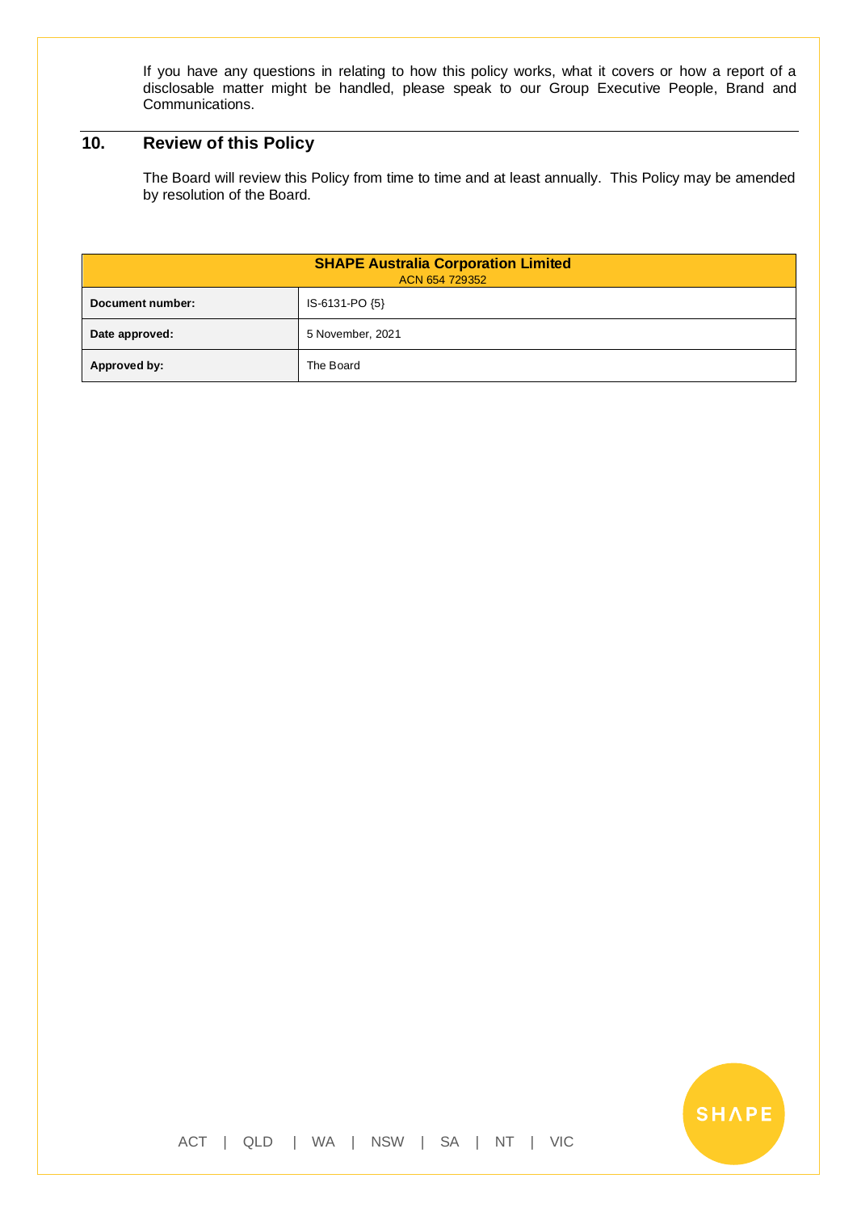If you have any questions in relating to how this policy works, what it covers or how a report of a disclosable matter might be handled, please speak to our Group Executive People, Brand and Communications.

## 10. Review of this Policy

The Board will review this Policy from time to time and at least annually. This Policy may be amended by resolution of the Board.

| **SHAPE Australia Corporation Limited** ACN 654 729352 | |
|---|---|
| **Document number:** | IS-6131-PO {5} |
| **Date approved:** | 5 November, 2021 |
| **Approved by:** | The Board |

ACT | QLD | WA | NSW | SA | NT | VIC